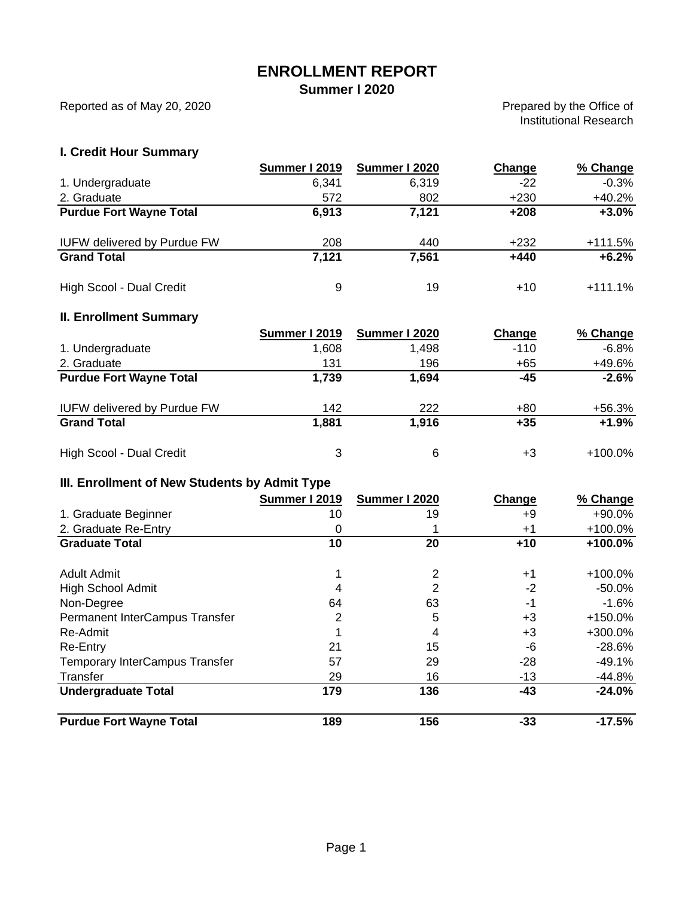# ENROLLMENT REPORT

## Summer I 2020

Reported as of May 20, 2020

Prepared by the Office of Institutional Research

### I. Credit Hour Summary

| | Summer I 2019 | Summer I 2020 | Change | % Change |
|---|---|---|---|---|
| 1. Undergraduate | 6,341 | 6,319 | -22 | -0.3% |
| 2. Graduate | 572 | 802 | +230 | +40.2% |
| **Purdue Fort Wayne Total** | **6,913** | **7,121** | **+208** | **+3.0%** |
| | | | | |
| IUFW delivered by Purdue FW | 208 | 440 | +232 | +111.5% |
| **Grand Total** | **7,121** | **7,561** | **+440** | **+6.2%** |
| | | | | |
| High Scool - Dual Credit | 9 | 19 | +10 | +111.1% |

### II. Enrollment Summary

| | Summer I 2019 | Summer I 2020 | Change | % Change |
|---|---|---|---|---|
| 1. Undergraduate | 1,608 | 1,498 | -110 | -6.8% |
| 2. Graduate | 131 | 196 | +65 | +49.6% |
| **Purdue Fort Wayne Total** | **1,739** | **1,694** | **-45** | **-2.6%** |
| | | | | |
| IUFW delivered by Purdue FW | 142 | 222 | +80 | +56.3% |
| **Grand Total** | **1,881** | **1,916** | **+35** | **+1.9%** |
| | | | | |
| High Scool - Dual Credit | 3 | 6 | +3 | +100.0% |

### III. Enrollment of New Students by Admit Type

| | Summer I 2019 | Summer I 2020 | Change | % Change |
|---|---|---|---|---|
| 1. Graduate Beginner | 10 | 19 | +9 | +90.0% |
| 2. Graduate Re-Entry | 0 | 1 | +1 | +100.0% |
| **Graduate Total** | **10** | **20** | **+10** | **+100.0%** |
| | | | | |
| Adult Admit | 1 | 2 | +1 | +100.0% |
| High School Admit | 4 | 2 | -2 | -50.0% |
| Non-Degree | 64 | 63 | -1 | -1.6% |
| Permanent InterCampus Transfer | 2 | 5 | +3 | +150.0% |
| Re-Admit | 1 | 4 | +3 | +300.0% |
| Re-Entry | 21 | 15 | -6 | -28.6% |
| Temporary InterCampus Transfer | 57 | 29 | -28 | -49.1% |
| Transfer | 29 | 16 | -13 | -44.8% |
| **Undergraduate Total** | **179** | **136** | **-43** | **-24.0%** |
| | | | | |
| **Purdue Fort Wayne Total** | **189** | **156** | **-33** | **-17.5%** |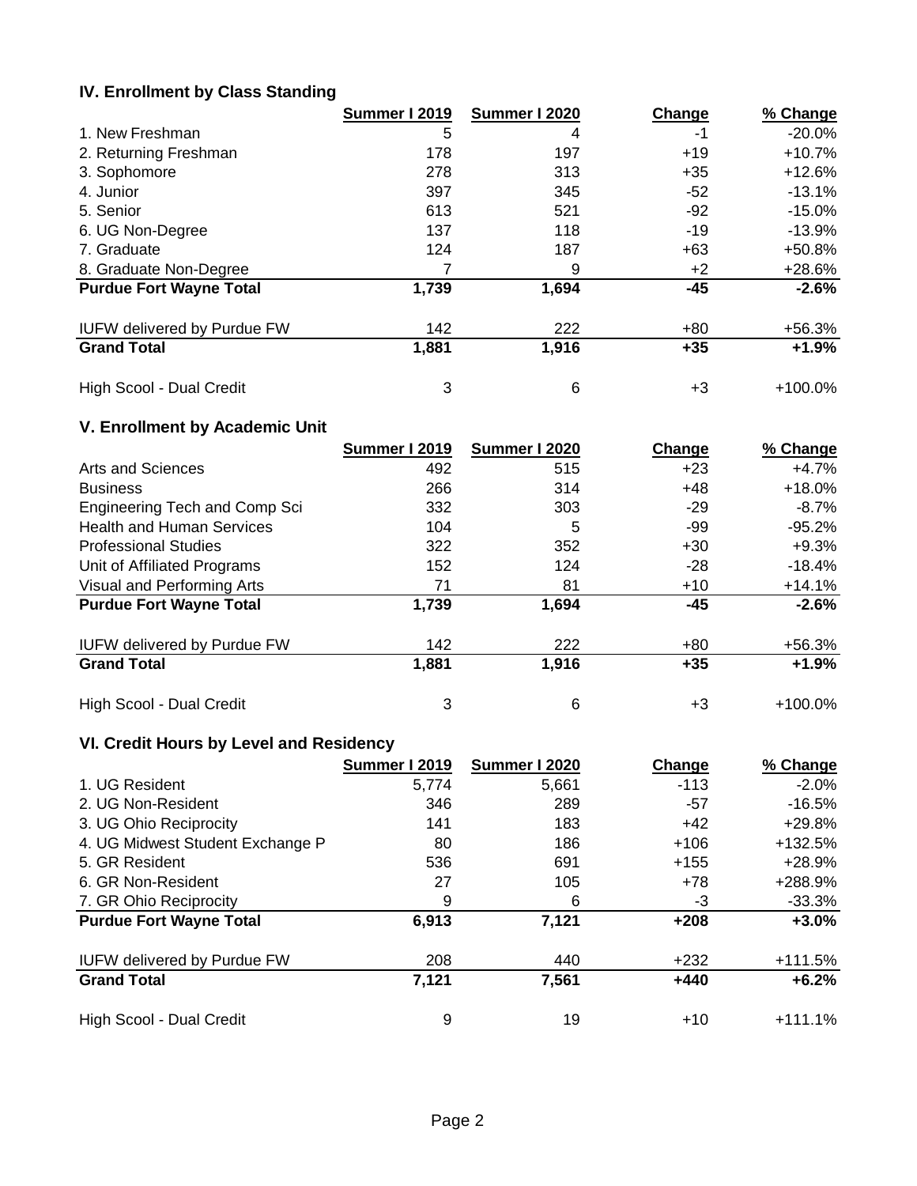### IV. Enrollment by Class Standing

| | Summer I 2019 | Summer I 2020 | Change | % Change |
|---|---|---|---|---|
| 1. New Freshman | 5 | 4 | -1 | -20.0% |
| 2. Returning Freshman | 178 | 197 | +19 | +10.7% |
| 3. Sophomore | 278 | 313 | +35 | +12.6% |
| 4. Junior | 397 | 345 | -52 | -13.1% |
| 5. Senior | 613 | 521 | -92 | -15.0% |
| 6. UG Non-Degree | 137 | 118 | -19 | -13.9% |
| 7. Graduate | 124 | 187 | +63 | +50.8% |
| 8. Graduate Non-Degree | 7 | 9 | +2 | +28.6% |
| **Purdue Fort Wayne Total** | **1,739** | **1,694** | **-45** | **-2.6%** |
| IUFW delivered by Purdue FW | 142 | 222 | +80 | +56.3% |
| **Grand Total** | **1,881** | **1,916** | **+35** | **+1.9%** |
| High Scool - Dual Credit | 3 | 6 | +3 | +100.0% |

### V. Enrollment by Academic Unit

| | Summer I 2019 | Summer I 2020 | Change | % Change |
|---|---|---|---|---|
| Arts and Sciences | 492 | 515 | +23 | +4.7% |
| Business | 266 | 314 | +48 | +18.0% |
| Engineering Tech and Comp Sci | 332 | 303 | -29 | -8.7% |
| Health and Human Services | 104 | 5 | -99 | -95.2% |
| Professional Studies | 322 | 352 | +30 | +9.3% |
| Unit of Affiliated Programs | 152 | 124 | -28 | -18.4% |
| Visual and Performing Arts | 71 | 81 | +10 | +14.1% |
| **Purdue Fort Wayne Total** | **1,739** | **1,694** | **-45** | **-2.6%** |
| IUFW delivered by Purdue FW | 142 | 222 | +80 | +56.3% |
| **Grand Total** | **1,881** | **1,916** | **+35** | **+1.9%** |
| High Scool - Dual Credit | 3 | 6 | +3 | +100.0% |

### VI. Credit Hours by Level and Residency

| | Summer I 2019 | Summer I 2020 | Change | % Change |
|---|---|---|---|---|
| 1. UG Resident | 5,774 | 5,661 | -113 | -2.0% |
| 2. UG Non-Resident | 346 | 289 | -57 | -16.5% |
| 3. UG Ohio Reciprocity | 141 | 183 | +42 | +29.8% |
| 4. UG Midwest Student Exchange P | 80 | 186 | +106 | +132.5% |
| 5. GR Resident | 536 | 691 | +155 | +28.9% |
| 6. GR Non-Resident | 27 | 105 | +78 | +288.9% |
| 7. GR Ohio Reciprocity | 9 | 6 | -3 | -33.3% |
| **Purdue Fort Wayne Total** | **6,913** | **7,121** | **+208** | **+3.0%** |
| IUFW delivered by Purdue FW | 208 | 440 | +232 | +111.5% |
| **Grand Total** | **7,121** | **7,561** | **+440** | **+6.2%** |
| High Scool - Dual Credit | 9 | 19 | +10 | +111.1% |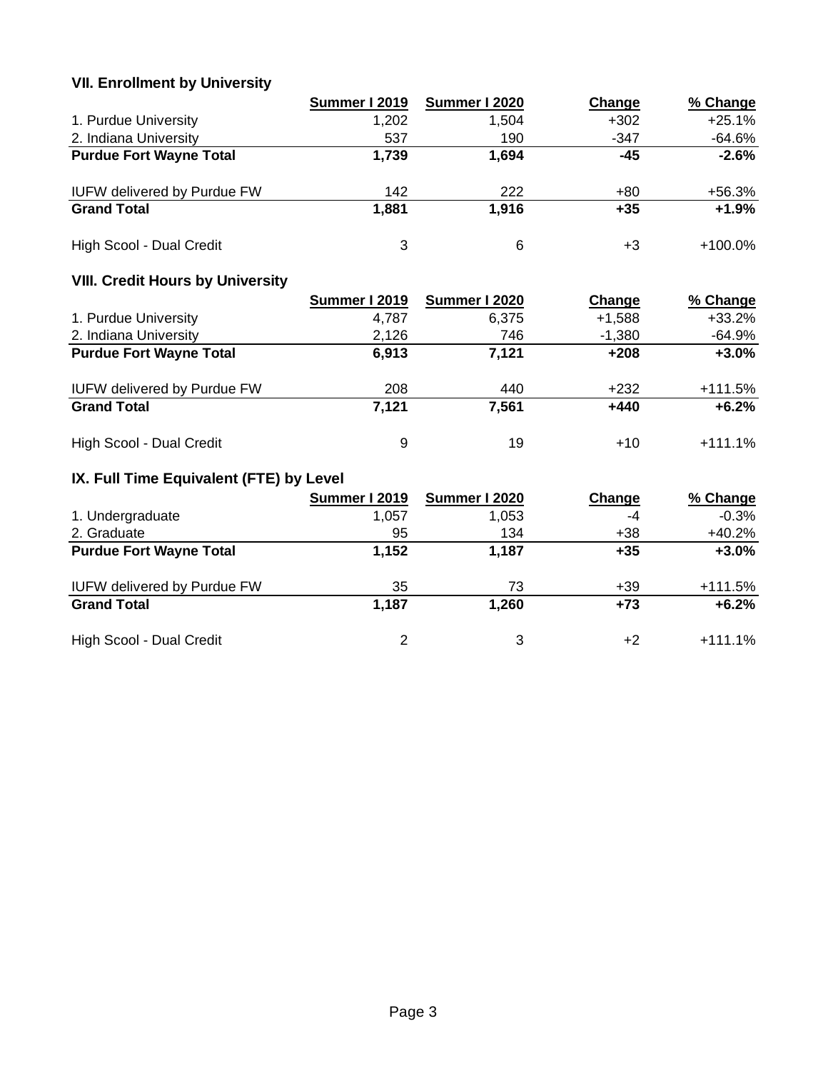### VII. Enrollment by University

| | Summer I 2019 | Summer I 2020 | Change | % Change |
|---|---|---|---|---|
| 1. Purdue University | 1,202 | 1,504 | +302 | +25.1% |
| 2. Indiana University | 537 | 190 | -347 | -64.6% |
| **Purdue Fort Wayne Total** | **1,739** | **1,694** | **-45** | **-2.6%** |
| | | | | |
| IUFW delivered by Purdue FW | 142 | 222 | +80 | +56.3% |
| **Grand Total** | **1,881** | **1,916** | **+35** | **+1.9%** |
| | | | | |
| High Scool - Dual Credit | 3 | 6 | +3 | +100.0% |

### VIII. Credit Hours by University

| | Summer I 2019 | Summer I 2020 | Change | % Change |
|---|---|---|---|---|
| 1. Purdue University | 4,787 | 6,375 | +1,588 | +33.2% |
| 2. Indiana University | 2,126 | 746 | -1,380 | -64.9% |
| **Purdue Fort Wayne Total** | **6,913** | **7,121** | **+208** | **+3.0%** |
| | | | | |
| IUFW delivered by Purdue FW | 208 | 440 | +232 | +111.5% |
| **Grand Total** | **7,121** | **7,561** | **+440** | **+6.2%** |
| | | | | |
| High Scool - Dual Credit | 9 | 19 | +10 | +111.1% |

### IX. Full Time Equivalent (FTE) by Level

| | Summer I 2019 | Summer I 2020 | Change | % Change |
|---|---|---|---|---|
| 1. Undergraduate | 1,057 | 1,053 | -4 | -0.3% |
| 2. Graduate | 95 | 134 | +38 | +40.2% |
| **Purdue Fort Wayne Total** | **1,152** | **1,187** | **+35** | **+3.0%** |
| | | | | |
| IUFW delivered by Purdue FW | 35 | 73 | +39 | +111.5% |
| **Grand Total** | **1,187** | **1,260** | **+73** | **+6.2%** |
| | | | | |
| High Scool - Dual Credit | 2 | 3 | +2 | +111.1% |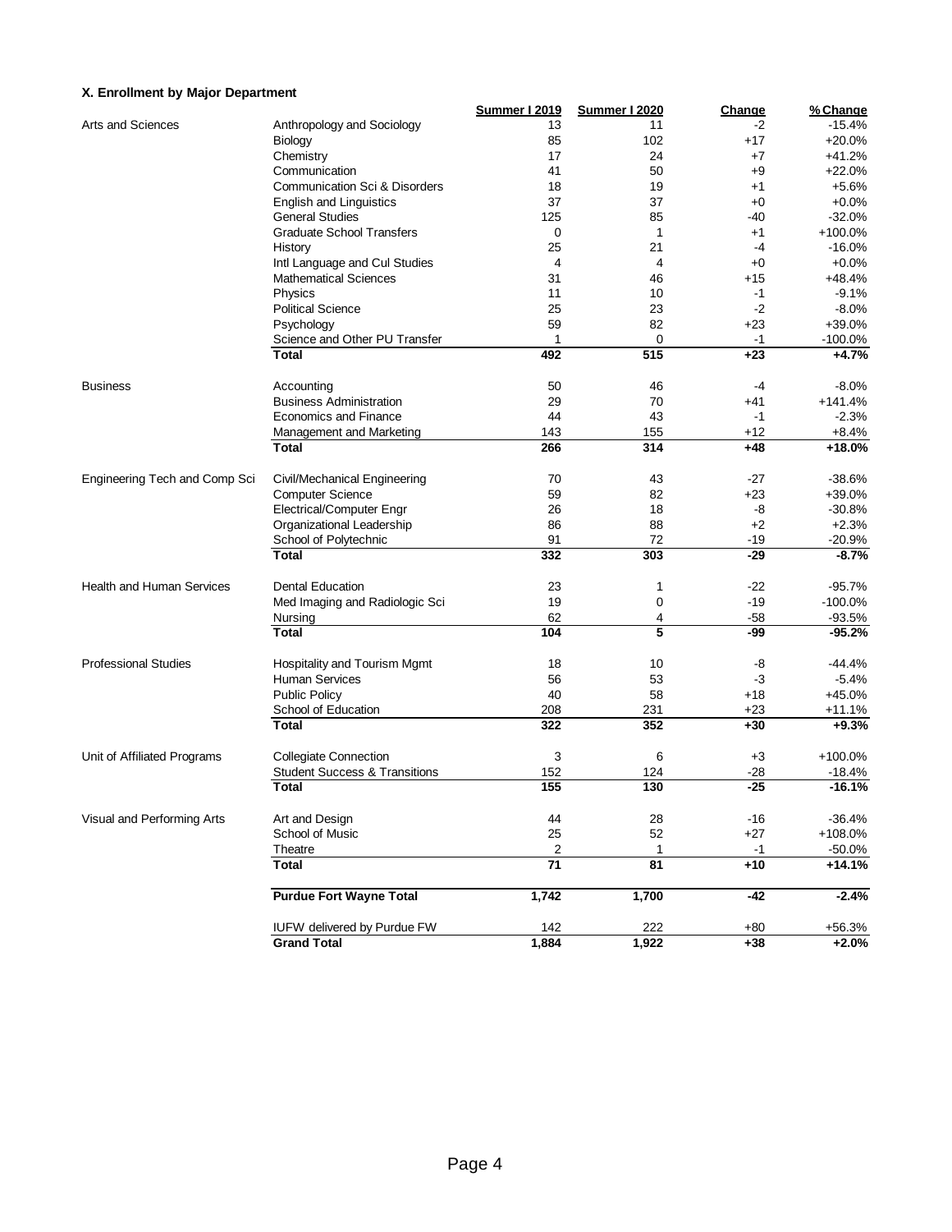### X. Enrollment by Major Department

| | | Summer I 2019 | Summer I 2020 | Change | % Change |
|---|---|---|---|---|---|
| Arts and Sciences | Anthropology and Sociology | 13 | 11 | -2 | -15.4% |
| | Biology | 85 | 102 | +17 | +20.0% |
| | Chemistry | 17 | 24 | +7 | +41.2% |
| | Communication | 41 | 50 | +9 | +22.0% |
| | Communication Sci & Disorders | 18 | 19 | +1 | +5.6% |
| | English and Linguistics | 37 | 37 | +0 | +0.0% |
| | General Studies | 125 | 85 | -40 | -32.0% |
| | Graduate School Transfers | 0 | 1 | +1 | +100.0% |
| | History | 25 | 21 | -4 | -16.0% |
| | Intl Language and Cul Studies | 4 | 4 | +0 | +0.0% |
| | Mathematical Sciences | 31 | 46 | +15 | +48.4% |
| | Physics | 11 | 10 | -1 | -9.1% |
| | Political Science | 25 | 23 | -2 | -8.0% |
| | Psychology | 59 | 82 | +23 | +39.0% |
| | Science and Other PU Transfer | 1 | 0 | -1 | -100.0% |
| | **Total** | **492** | **515** | **+23** | **+4.7%** |
| Business | Accounting | 50 | 46 | -4 | -8.0% |
| | Business Administration | 29 | 70 | +41 | +141.4% |
| | Economics and Finance | 44 | 43 | -1 | -2.3% |
| | Management and Marketing | 143 | 155 | +12 | +8.4% |
| | **Total** | **266** | **314** | **+48** | **+18.0%** |
| Engineering Tech and Comp Sci | Civil/Mechanical Engineering | 70 | 43 | -27 | -38.6% |
| | Computer Science | 59 | 82 | +23 | +39.0% |
| | Electrical/Computer Engr | 26 | 18 | -8 | -30.8% |
| | Organizational Leadership | 86 | 88 | +2 | +2.3% |
| | School of Polytechnic | 91 | 72 | -19 | -20.9% |
| | **Total** | **332** | **303** | **-29** | **-8.7%** |
| Health and Human Services | Dental Education | 23 | 1 | -22 | -95.7% |
| | Med Imaging and Radiologic Sci | 19 | 0 | -19 | -100.0% |
| | Nursing | 62 | 4 | -58 | -93.5% |
| | **Total** | **104** | **5** | **-99** | **-95.2%** |
| Professional Studies | Hospitality and Tourism Mgmt | 18 | 10 | -8 | -44.4% |
| | Human Services | 56 | 53 | -3 | -5.4% |
| | Public Policy | 40 | 58 | +18 | +45.0% |
| | School of Education | 208 | 231 | +23 | +11.1% |
| | **Total** | **322** | **352** | **+30** | **+9.3%** |
| Unit of Affiliated Programs | Collegiate Connection | 3 | 6 | +3 | +100.0% |
| | Student Success & Transitions | 152 | 124 | -28 | -18.4% |
| | **Total** | **155** | **130** | **-25** | **-16.1%** |
| Visual and Performing Arts | Art and Design | 44 | 28 | -16 | -36.4% |
| | School of Music | 25 | 52 | +27 | +108.0% |
| | Theatre | 2 | 1 | -1 | -50.0% |
| | **Total** | **71** | **81** | **+10** | **+14.1%** |
| | **Purdue Fort Wayne Total** | **1,742** | **1,700** | **-42** | **-2.4%** |
| | IUFW delivered by Purdue FW | 142 | 222 | +80 | +56.3% |
| | **Grand Total** | **1,884** | **1,922** | **+38** | **+2.0%** |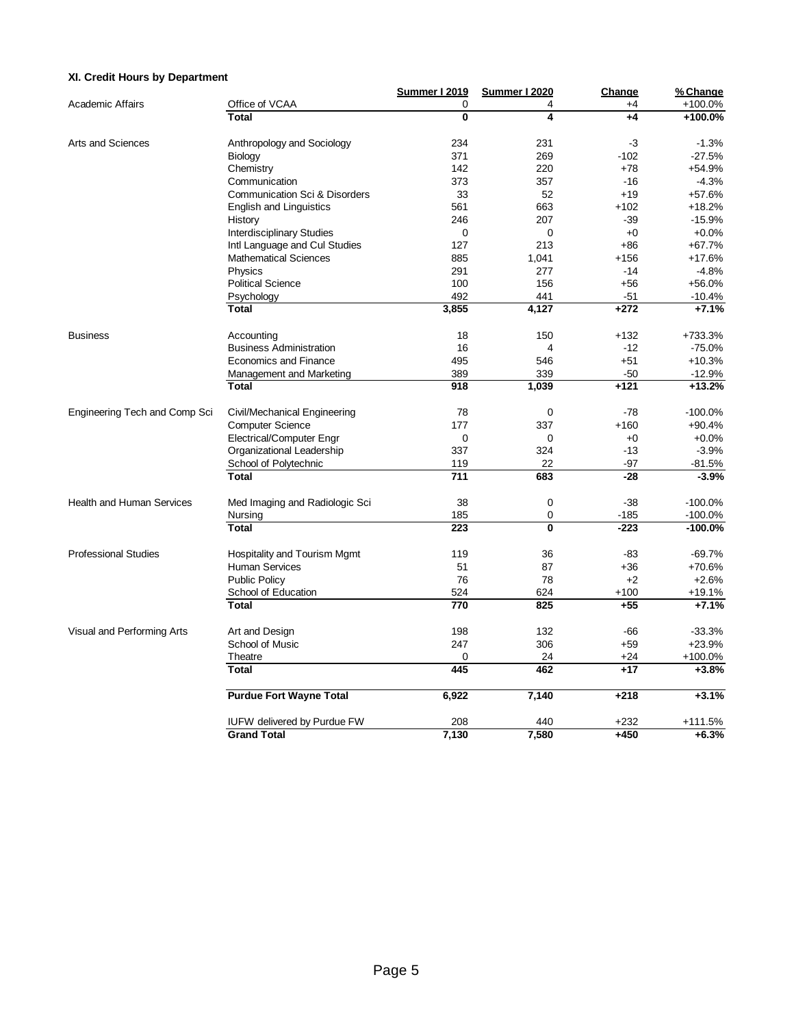### XI. Credit Hours by Department

| | | Summer I 2019 | Summer I 2020 | Change | % Change |
|---|---|---|---|---|---|
| Academic Affairs | Office of VCAA | 0 | 4 | +4 | +100.0% |
| | **Total** | **0** | **4** | **+4** | **+100.0%** |
| Arts and Sciences | Anthropology and Sociology | 234 | 231 | -3 | -1.3% |
| | Biology | 371 | 269 | -102 | -27.5% |
| | Chemistry | 142 | 220 | +78 | +54.9% |
| | Communication | 373 | 357 | -16 | -4.3% |
| | Communication Sci & Disorders | 33 | 52 | +19 | +57.6% |
| | English and Linguistics | 561 | 663 | +102 | +18.2% |
| | History | 246 | 207 | -39 | -15.9% |
| | Interdisciplinary Studies | 0 | 0 | +0 | +0.0% |
| | Intl Language and Cul Studies | 127 | 213 | +86 | +67.7% |
| | Mathematical Sciences | 885 | 1,041 | +156 | +17.6% |
| | Physics | 291 | 277 | -14 | -4.8% |
| | Political Science | 100 | 156 | +56 | +56.0% |
| | Psychology | 492 | 441 | -51 | -10.4% |
| | **Total** | **3,855** | **4,127** | **+272** | **+7.1%** |
| Business | Accounting | 18 | 150 | +132 | +733.3% |
| | Business Administration | 16 | 4 | -12 | -75.0% |
| | Economics and Finance | 495 | 546 | +51 | +10.3% |
| | Management and Marketing | 389 | 339 | -50 | -12.9% |
| | **Total** | **918** | **1,039** | **+121** | **+13.2%** |
| Engineering Tech and Comp Sci | Civil/Mechanical Engineering | 78 | 0 | -78 | -100.0% |
| | Computer Science | 177 | 337 | +160 | +90.4% |
| | Electrical/Computer Engr | 0 | 0 | +0 | +0.0% |
| | Organizational Leadership | 337 | 324 | -13 | -3.9% |
| | School of Polytechnic | 119 | 22 | -97 | -81.5% |
| | **Total** | **711** | **683** | **-28** | **-3.9%** |
| Health and Human Services | Med Imaging and Radiologic Sci | 38 | 0 | -38 | -100.0% |
| | Nursing | 185 | 0 | -185 | -100.0% |
| | **Total** | **223** | **0** | **-223** | **-100.0%** |
| Professional Studies | Hospitality and Tourism Mgmt | 119 | 36 | -83 | -69.7% |
| | Human Services | 51 | 87 | +36 | +70.6% |
| | Public Policy | 76 | 78 | +2 | +2.6% |
| | School of Education | 524 | 624 | +100 | +19.1% |
| | **Total** | **770** | **825** | **+55** | **+7.1%** |
| Visual and Performing Arts | Art and Design | 198 | 132 | -66 | -33.3% |
| | School of Music | 247 | 306 | +59 | +23.9% |
| | Theatre | 0 | 24 | +24 | +100.0% |
| | **Total** | **445** | **462** | **+17** | **+3.8%** |
| | **Purdue Fort Wayne Total** | **6,922** | **7,140** | **+218** | **+3.1%** |
| | IUFW delivered by Purdue FW | 208 | 440 | +232 | +111.5% |
| | **Grand Total** | **7,130** | **7,580** | **+450** | **+6.3%** |